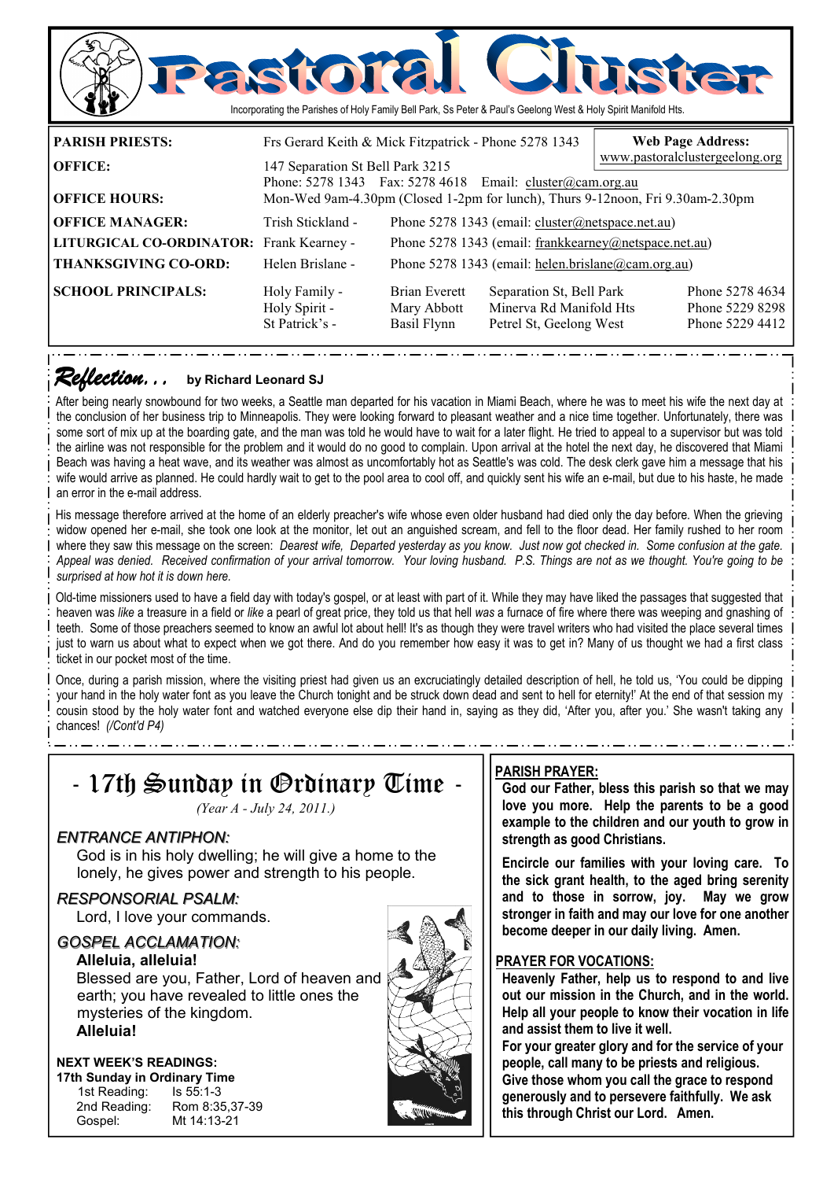# Pastoral Cluster

Incorporating the Parishes of Holy Family Bell Park, Ss Peter & Paul's Geelong West & Holy Spirit Manifold Hts.

**PARISH PRIESTS:** Frs Gerard Keith & Mick Fitzpatrick - Phone 5278 1343

**Web Page Address:** www.pastoralclustergeelong.org

**OFFICE:** 147 Separation St Bell Park 3215
Phone: 5278 1343 Fax: 5278 4618 Email: cluster@cam.org.au

**OFFICE HOURS:** Mon-Wed 9am-4.30pm (Closed 1-2pm for lunch), Thurs 9-12noon, Fri 9.30am-2.30pm

**OFFICE MANAGER:** Trish Stickland - Phone 5278 1343 (email: cluster@netspace.net.au)

**LITURGICAL CO-ORDINATOR:** Frank Kearney - Phone 5278 1343 (email: frankkearney@netspace.net.au)

**THANKSGIVING CO-ORD:** Helen Brislane - Phone 5278 1343 (email: helen.brislane@cam.org.au)

**SCHOOL PRINCIPALS:**

| School | Principal | Address | Phone |
|---|---|---|---|
| Holy Family - | Brian Everett | Separation St, Bell Park | Phone 5278 4634 |
| Holy Spirit - | Mary Abbott | Minerva Rd Manifold Hts | Phone 5229 8298 |
| St Patrick's - | Basil Flynn | Petrel St, Geelong West | Phone 5229 4412 |

## *Reflection...* by Richard Leonard SJ

After being nearly snowbound for two weeks, a Seattle man departed for his vacation in Miami Beach, where he was to meet his wife the next day at the conclusion of her business trip to Minneapolis. They were looking forward to pleasant weather and a nice time together. Unfortunately, there was some sort of mix up at the boarding gate, and the man was told he would have to wait for a later flight. He tried to appeal to a supervisor but was told the airline was not responsible for the problem and it would do no good to complain. Upon arrival at the hotel the next day, he discovered that Miami Beach was having a heat wave, and its weather was almost as uncomfortably hot as Seattle's was cold. The desk clerk gave him a message that his wife would arrive as planned. He could hardly wait to get to the pool area to cool off, and quickly sent his wife an e-mail, but due to his haste, he made an error in the e-mail address.

His message therefore arrived at the home of an elderly preacher's wife whose even older husband had died only the day before. When the grieving widow opened her e-mail, she took one look at the monitor, let out an anguished scream, and fell to the floor dead. Her family rushed to her room where they saw this message on the screen: *Dearest wife, Departed yesterday as you know. Just now got checked in. Some confusion at the gate. Appeal was denied. Received confirmation of your arrival tomorrow. Your loving husband. P.S. Things are not as we thought. You're going to be surprised at how hot it is down here.*

Old-time missioners used to have a field day with today's gospel, or at least with part of it. While they may have liked the passages that suggested that heaven was *like* a treasure in a field or *like* a pearl of great price, they told us that hell *was* a furnace of fire where there was weeping and gnashing of teeth. Some of those preachers seemed to know an awful lot about hell! It's as though they were travel writers who had visited the place several times just to warn us about what to expect when we got there. And do you remember how easy it was to get in? Many of us thought we had a first class ticket in our pocket most of the time.

Once, during a parish mission, where the visiting priest had given us an excruciatingly detailed description of hell, he told us, 'You could be dipping your hand in the holy water font as you leave the Church tonight and be struck down dead and sent to hell for eternity!' At the end of that session my cousin stood by the holy water font and watched everyone else dip their hand in, saying as they did, 'After you, after you.' She wasn't taking any chances! *(/Cont'd P4)*

## - 17th Sunday in Ordinary Time -

*(Year A - July 24, 2011.)*

### *ENTRANCE ANTIPHON:*

God is in his holy dwelling; he will give a home to the lonely, he gives power and strength to his people.

### *RESPONSORIAL PSALM:*

Lord, I love your commands.

### *GOSPEL ACCLAMATION:*

**Alleluia, alleluia!**
Blessed are you, Father, Lord of heaven and earth; you have revealed to little ones the mysteries of the kingdom.
**Alleluia!**

**NEXT WEEK'S READINGS:**
**17th Sunday in Ordinary Time**

| | |
|---|---|
| 1st Reading: | Is 55:1-3 |
| 2nd Reading: | Rom 8:35,37-39 |
| Gospel: | Mt 14:13-21 |

### PARISH PRAYER:

**God our Father, bless this parish so that we may love you more. Help the parents to be a good example to the children and our youth to grow in strength as good Christians.**

**Encircle our families with your loving care. To the sick grant health, to the aged bring serenity and to those in sorrow, joy. May we grow stronger in faith and may our love for one another become deeper in our daily living. Amen.**

### PRAYER FOR VOCATIONS:

**Heavenly Father, help us to respond to and live out our mission in the Church, and in the world. Help all your people to know their vocation in life and assist them to live it well.**
**For your greater glory and for the service of your people, call many to be priests and religious. Give those whom you call the grace to respond generously and to persevere faithfully. We ask this through Christ our Lord. Amen.**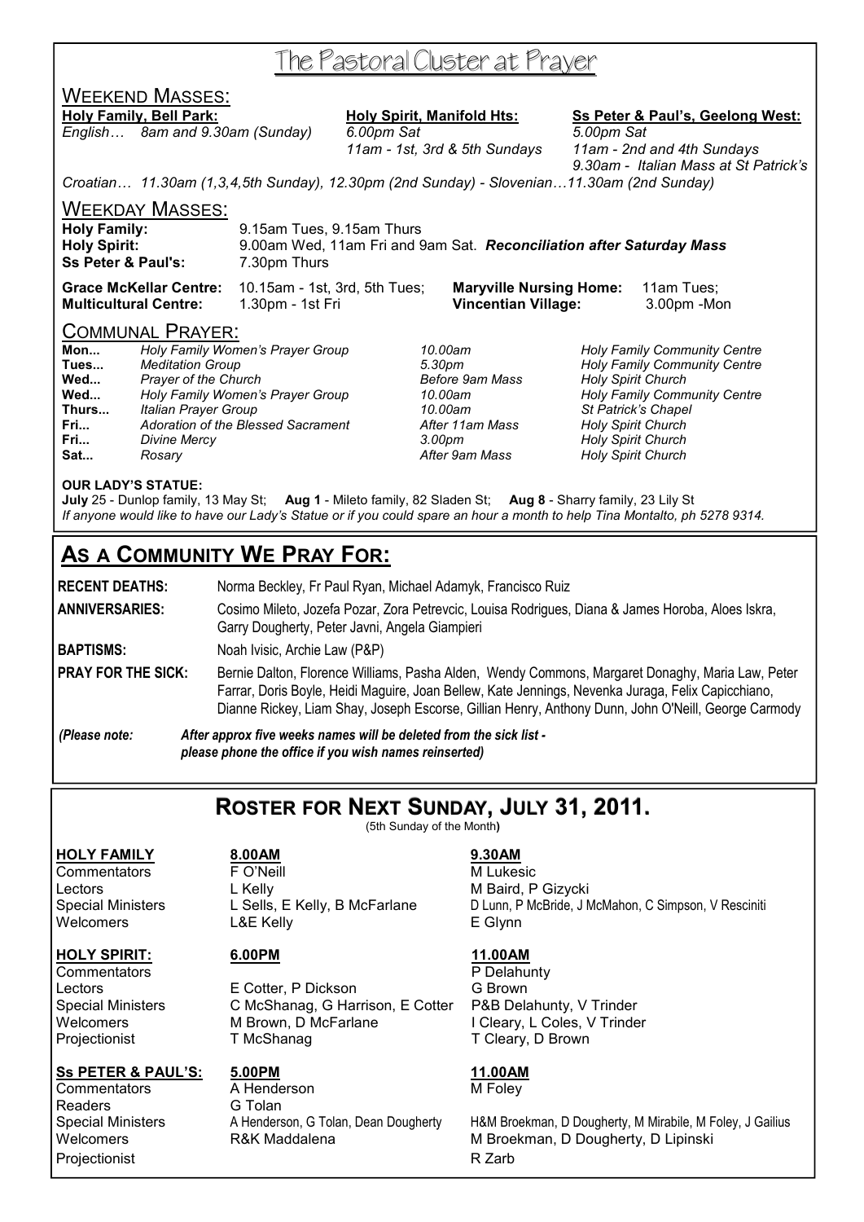# The Pastoral Cluster at Prayer

## Weekend Masses:

**Holy Family, Bell Park:**
*English… 8am and 9.30am (Sunday)*

**Holy Spirit, Manifold Hts:**
*6.00pm Sat*
*11am - 1st, 3rd & 5th Sundays*

**Ss Peter & Paul's, Geelong West:**
*5.00pm Sat*
*11am - 2nd and 4th Sundays*
*9.30am - Italian Mass at St Patrick's*

*Croatian… 11.30am (1,3,4,5th Sunday), 12.30pm (2nd Sunday) - Slovenian…11.30am (2nd Sunday)*

## Weekday Masses:

**Holy Family:** 9.15am Tues, 9.15am Thurs
**Holy Spirit:** 9.00am Wed, 11am Fri and 9am Sat. ***Reconciliation after Saturday Mass***
**Ss Peter & Paul's:** 7.30pm Thurs

**Grace McKellar Centre:** 10.15am - 1st, 3rd, 5th Tues; **Maryville Nursing Home:** 11am Tues;
**Multicultural Centre:** 1.30pm - 1st Fri **Vincentian Village:** 3.00pm -Mon

## Communal Prayer:

| | | | |
|---|---|---|---|
| **Mon...** | *Holy Family Women's Prayer Group* | *10.00am* | *Holy Family Community Centre* |
| **Tues...** | *Meditation Group* | *5.30pm* | *Holy Family Community Centre* |
| **Wed...** | *Prayer of the Church* | *Before 9am Mass* | *Holy Spirit Church* |
| **Wed...** | *Holy Family Women's Prayer Group* | *10.00am* | *Holy Family Community Centre* |
| **Thurs...** | *Italian Prayer Group* | *10.00am* | *St Patrick's Chapel* |
| **Fri...** | *Adoration of the Blessed Sacrament* | *After 11am Mass* | *Holy Spirit Church* |
| **Fri...** | *Divine Mercy* | *3.00pm* | *Holy Spirit Church* |
| **Sat...** | *Rosary* | *After 9am Mass* | *Holy Spirit Church* |

**OUR LADY'S STATUE:**
**July** 25 - Dunlop family, 13 May St; **Aug 1** - Mileto family, 82 Sladen St; **Aug 8** - Sharry family, 23 Lily St
*If anyone would like to have our Lady's Statue or if you could spare an hour a month to help Tina Montalto, ph 5278 9314.*

# As a Community We Pray For:

**RECENT DEATHS:** Norma Beckley, Fr Paul Ryan, Michael Adamyk, Francisco Ruiz

**ANNIVERSARIES:** Cosimo Mileto, Jozefa Pozar, Zora Petrevcic, Louisa Rodrigues, Diana & James Horoba, Aloes Iskra, Garry Dougherty, Peter Javni, Angela Giampieri

**BAPTISMS:** Noah Ivisic, Archie Law (P&P)

**PRAY FOR THE SICK:** Bernie Dalton, Florence Williams, Pasha Alden, Wendy Commons, Margaret Donaghy, Maria Law, Peter Farrar, Doris Boyle, Heidi Maguire, Joan Bellew, Kate Jennings, Nevenka Juraga, Felix Capicchiano, Dianne Rickey, Liam Shay, Joseph Escorse, Gillian Henry, Anthony Dunn, John O'Neill, George Carmody

*(Please note:* ***After approx five weeks names will be deleted from the sick list - please phone the office if you wish names reinserted)***

# Roster for Next Sunday, July 31, 2011.

(5th Sunday of the Month)

| **HOLY FAMILY** | **8.00AM** | **9.30AM** |
|---|---|---|
| Commentators | F O'Neill | M Lukesic |
| Lectors | L Kelly | M Baird, P Gizycki |
| Special Ministers | L Sells, E Kelly, B McFarlane | D Lunn, P McBride, J McMahon, C Simpson, V Resciniti |
| Welcomers | L&E Kelly | E Glynn |

| **HOLY SPIRIT:** | **6.00PM** | **11.00AM** |
|---|---|---|
| Commentators | | P Delahunty |
| Lectors | E Cotter, P Dickson | G Brown |
| Special Ministers | C McShanag, G Harrison, E Cotter | P&B Delahunty, V Trinder |
| Welcomers | M Brown, D McFarlane | I Cleary, L Coles, V Trinder |
| Projectionist | T McShanag | T Cleary, D Brown |

| **Ss PETER & PAUL'S:** | **5.00PM** | **11.00AM** |
|---|---|---|
| Commentators | A Henderson | M Foley |
| Readers | G Tolan | |
| Special Ministers | A Henderson, G Tolan, Dean Dougherty | H&M Broekman, D Dougherty, M Mirabile, M Foley, J Gailius |
| Welcomers | R&K Maddalena | M Broekman, D Dougherty, D Lipinski |
| Projectionist | | R Zarb |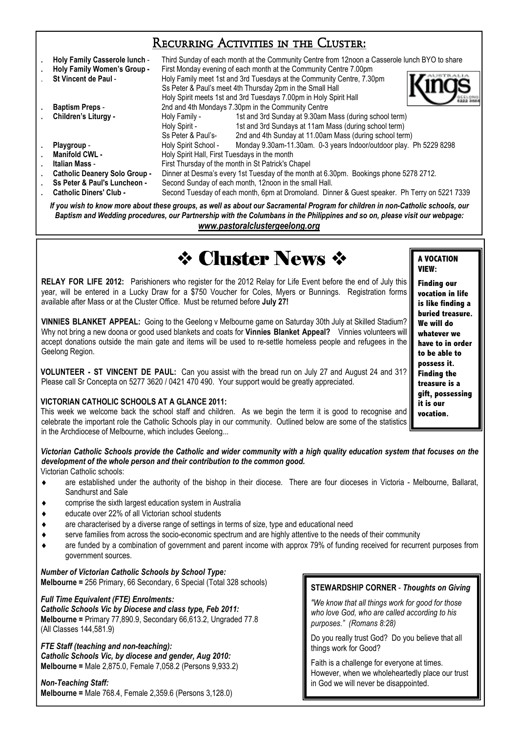## Recurring Activities in the Cluster:

- **Holy Family Casserole lunch** - Third Sunday of each month at the Community Centre from 12noon a Casserole lunch BYO to share
- **Holy Family Women's Group -** First Monday evening of each month at the Community Centre 7.00pm
- **St Vincent de Paul** - Holy Family meet 1st and 3rd Tuesdays at the Community Centre, 7.30pm
  Ss Peter & Paul's meet 4th Thursday 2pm in the Small Hall
  Holy Spirit meets 1st and 3rd Tuesdays 7.00pm in Holy Spirit Hall
- **Baptism Preps** - 2nd and 4th Mondays 7.30pm in the Community Centre
- **Children's Liturgy -**
  Holy Family - 1st and 3rd Sunday at 9.30am Mass (during school term)
  Holy Spirit - 1st and 3rd Sundays at 11am Mass (during school term)
  Ss Peter & Paul's- 2nd and 4th Sunday at 11.00am Mass (during school term)
- **Playgroup** - Holy Spirit School - Monday 9.30am-11.30am. 0-3 years Indoor/outdoor play. Ph 5229 8298
- **Manifold CWL -** Holy Spirit Hall, First Tuesdays in the month
- **Italian Mass** - First Thursday of the month in St Patrick's Chapel
- **Catholic Deanery Solo Group -** Dinner at Desma's every 1st Tuesday of the month at 6.30pm. Bookings phone 5278 2712.
- **Ss Peter & Paul's Luncheon -** Second Sunday of each month, 12noon in the small Hall.
- **Catholic Diners' Club -** Second Tuesday of each month, 6pm at Dromoland. Dinner & Guest speaker. Ph Terry on 5221 7339

***If you wish to know more about these groups, as well as about our Sacramental Program for children in non-Catholic schools, our Baptism and Wedding procedures, our Partnership with the Columbans in the Philippines and so on, please visit our webpage:***
***www.pastoralclustergeelong.org***

# ❖ Cluster News ❖

**RELAY FOR LIFE 2012:** Parishioners who register for the 2012 Relay for Life Event before the end of July this year, will be entered in a Lucky Draw for a $750 Voucher for Coles, Myers or Bunnings. Registration forms available after Mass or at the Cluster Office. Must be returned before **July 27!**

**VINNIES BLANKET APPEAL:** Going to the Geelong v Melbourne game on Saturday 30th July at Skilled Stadium? Why not bring a new doona or good used blankets and coats for **Vinnies Blanket Appeal?** Vinnies volunteers will accept donations outside the main gate and items will be used to re-settle homeless people and refugees in the Geelong Region.

**VOLUNTEER - ST VINCENT DE PAUL:** Can you assist with the bread run on July 27 and August 24 and 31? Please call Sr Concepta on 5277 3620 / 0421 470 490. Your support would be greatly appreciated.

**A VOCATION VIEW:**

**Finding our vocation in life is like finding a buried treasure. We will do whatever we have to in order to be able to possess it. Finding the treasure is a gift, possessing it is our vocation.**

**VICTORIAN CATHOLIC SCHOOLS AT A GLANCE 2011:**
This week we welcome back the school staff and children. As we begin the term it is good to recognise and celebrate the important role the Catholic Schools play in our community. Outlined below are some of the statistics in the Archdiocese of Melbourne, which includes Geelong...

***Victorian Catholic Schools provide the Catholic and wider community with a high quality education system that focuses on the development of the whole person and their contribution to the common good.***
Victorian Catholic schools:

- are established under the authority of the bishop in their diocese. There are four dioceses in Victoria - Melbourne, Ballarat, Sandhurst and Sale
- comprise the sixth largest education system in Australia
- educate over 22% of all Victorian school students
- are characterised by a diverse range of settings in terms of size, type and educational need
- serve families from across the socio-economic spectrum and are highly attentive to the needs of their community
- are funded by a combination of government and parent income with approx 79% of funding received for recurrent purposes from government sources.

***Number of Victorian Catholic Schools by School Type:***
**Melbourne =** 256 Primary, 66 Secondary, 6 Special (Total 328 schools)

***Full Time Equivalent (FTE) Enrolments:***
***Catholic Schools Vic by Diocese and class type, Feb 2011:***
**Melbourne =** Primary 77,890.9, Secondary 66,613.2, Ungraded 77.8 (All Classes 144,581.9)

***FTE Staff (teaching and non-teaching):***
***Catholic Schools Vic, by diocese and gender, Aug 2010:***
**Melbourne =** Male 2,875.0, Female 7,058.2 (Persons 9,933.2)

***Non-Teaching Staff:***
**Melbourne =** Male 768.4, Female 2,359.6 (Persons 3,128.0)

**STEWARDSHIP CORNER** - ***Thoughts on Giving***

*"We know that all things work for good for those who love God, who are called according to his purposes." (Romans 8:28)*

Do you really trust God? Do you believe that all things work for Good?

Faith is a challenge for everyone at times. However, when we wholeheartedly place our trust in God we will never be disappointed.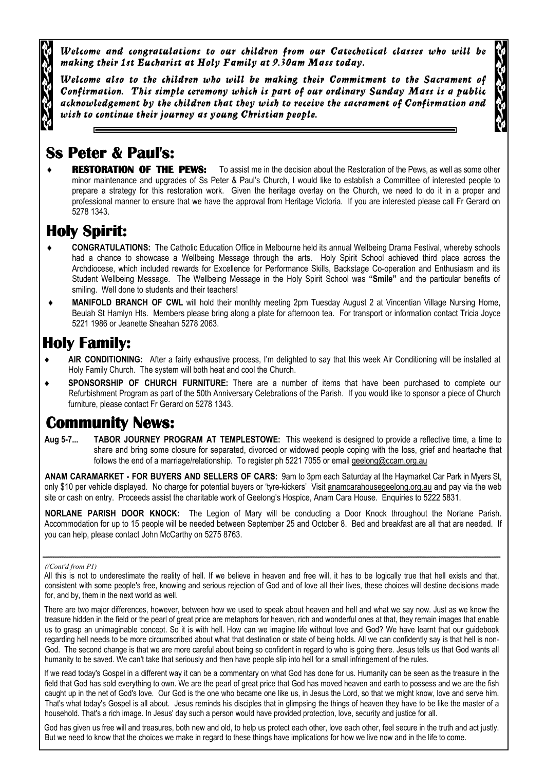*Welcome and congratulations to our children from our Catechetical classes who will be making their 1st Eucharist at Holy Family at 9.30am Mass today.*

*Welcome also to the children who will be making their Commitment to the Sacrament of Confirmation. This simple ceremony which is part of our ordinary Sunday Mass is a public acknowledgement by the children that they wish to receive the sacrament of Confirmation and wish to continue their journey as young Christian people.*

## Ss Peter & Paul's:

- **RESTORATION OF THE PEWS:** To assist me in the decision about the Restoration of the Pews, as well as some other minor maintenance and upgrades of Ss Peter & Paul's Church, I would like to establish a Committee of interested people to prepare a strategy for this restoration work. Given the heritage overlay on the Church, we need to do it in a proper and professional manner to ensure that we have the approval from Heritage Victoria. If you are interested please call Fr Gerard on 5278 1343.

## Holy Spirit:

- **CONGRATULATIONS:** The Catholic Education Office in Melbourne held its annual Wellbeing Drama Festival, whereby schools had a chance to showcase a Wellbeing Message through the arts. Holy Spirit School achieved third place across the Archdiocese, which included rewards for Excellence for Performance Skills, Backstage Co-operation and Enthusiasm and its Student Wellbeing Message. The Wellbeing Message in the Holy Spirit School was **"Smile"** and the particular benefits of smiling. Well done to students and their teachers!
- **MANIFOLD BRANCH OF CWL** will hold their monthly meeting 2pm Tuesday August 2 at Vincentian Village Nursing Home, Beulah St Hamlyn Hts. Members please bring along a plate for afternoon tea. For transport or information contact Tricia Joyce 5221 1986 or Jeanette Sheahan 5278 2063.

## Holy Family:

- **AIR CONDITIONING:** After a fairly exhaustive process, I'm delighted to say that this week Air Conditioning will be installed at Holy Family Church. The system will both heat and cool the Church.
- **SPONSORSHIP OF CHURCH FURNITURE:** There are a number of items that have been purchased to complete our Refurbishment Program as part of the 50th Anniversary Celebrations of the Parish. If you would like to sponsor a piece of Church furniture, please contact Fr Gerard on 5278 1343.

## Community News:

**Aug 5-7...** **TABOR JOURNEY PROGRAM AT TEMPLESTOWE:** This weekend is designed to provide a reflective time, a time to share and bring some closure for separated, divorced or widowed people coping with the loss, grief and heartache that follows the end of a marriage/relationship. To register ph 5221 7055 or email geelong@ccam.org.au

**ANAM CARAMARKET - FOR BUYERS AND SELLERS OF CARS:** 9am to 3pm each Saturday at the Haymarket Car Park in Myers St, only $10 per vehicle displayed. No charge for potential buyers or 'tyre-kickers' Visit anamcarahousegeelong.org.au and pay via the web site or cash on entry. Proceeds assist the charitable work of Geelong's Hospice, Anam Cara House. Enquiries to 5222 5831.

**NORLANE PARISH DOOR KNOCK:** The Legion of Mary will be conducting a Door Knock throughout the Norlane Parish. Accommodation for up to 15 people will be needed between September 25 and October 8. Bed and breakfast are all that are needed. If you can help, please contact John McCarthy on 5275 8763.

---

*(/Cont'd from P1)*

All this is not to underestimate the reality of hell. If we believe in heaven and free will, it has to be logically true that hell exists and that, consistent with some people's free, knowing and serious rejection of God and of love all their lives, these choices will destine decisions made for, and by, them in the next world as well.

There are two major differences, however, between how we used to speak about heaven and hell and what we say now. Just as we know the treasure hidden in the field or the pearl of great price are metaphors for heaven, rich and wonderful ones at that, they remain images that enable us to grasp an unimaginable concept. So it is with hell. How can we imagine life without love and God? We have learnt that our guidebook regarding hell needs to be more circumscribed about what that destination or state of being holds. All we can confidently say is that hell is non-God. The second change is that we are more careful about being so confident in regard to who is going there. Jesus tells us that God wants all humanity to be saved. We can't take that seriously and then have people slip into hell for a small infringement of the rules.

If we read today's Gospel in a different way it can be a commentary on what God has done for us. Humanity can be seen as the treasure in the field that God has sold everything to own. We are the pearl of great price that God has moved heaven and earth to possess and we are the fish caught up in the net of God's love. Our God is the one who became one like us, in Jesus the Lord, so that we might know, love and serve him. That's what today's Gospel is all about. Jesus reminds his disciples that in glimpsing the things of heaven they have to be like the master of a household. That's a rich image. In Jesus' day such a person would have provided protection, love, security and justice for all.

God has given us free will and treasures, both new and old, to help us protect each other, love each other, feel secure in the truth and act justly. But we need to know that the choices we make in regard to these things have implications for how we live now and in the life to come.